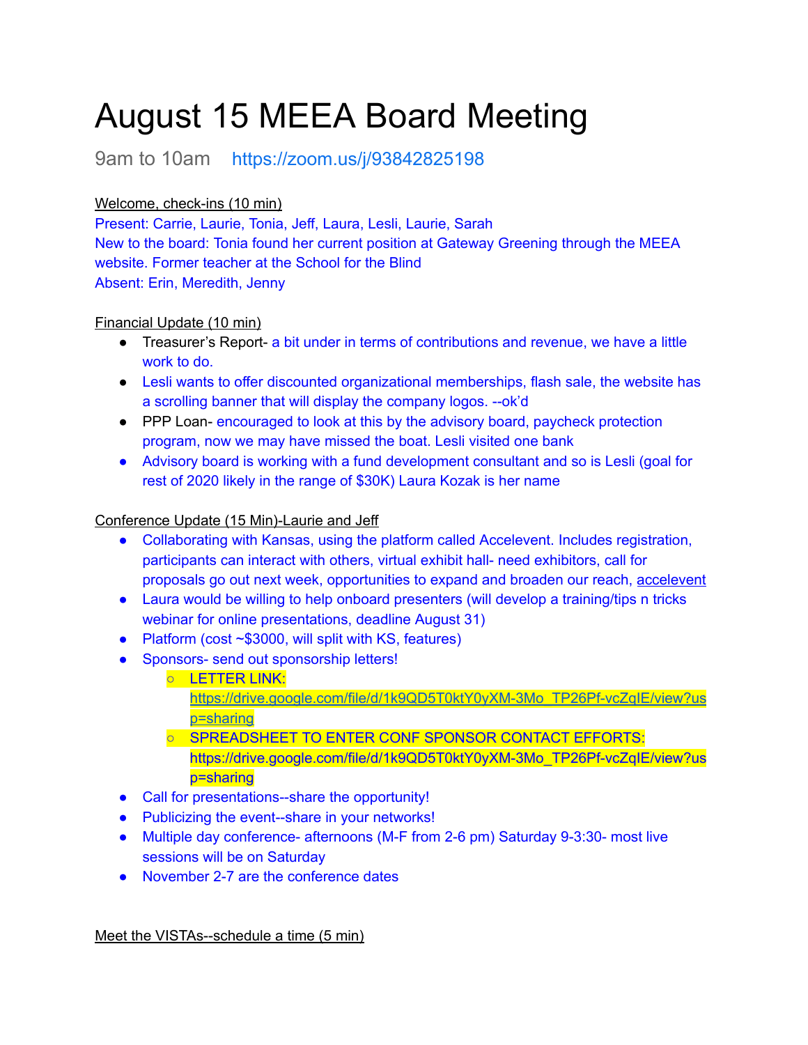# August 15 MEEA Board Meeting

9am to 10am https://zoom.us/j/93842825198

Welcome, check-ins (10 min)

Present: Carrie, Laurie, Tonia, Jeff, Laura, Lesli, Laurie, Sarah

New to the board: Tonia found her current position at Gateway Greening through the MEEA website. Former teacher at the School for the Blind

Absent: Erin, Meredith, Jenny

Financial Update (10 min)

- Treasurer's Report- a bit under in terms of contributions and revenue, we have a little work to do.
- Lesli wants to offer discounted organizational memberships, flash sale, the website has a scrolling banner that will display the company logos. --ok'd
- PPP Loan- encouraged to look at this by the advisory board, paycheck protection program, now we may have missed the boat. Lesli visited one bank
- Advisory board is working with a fund development consultant and so is Lesli (goal for rest of 2020 likely in the range of $30K) Laura Kozak is her name

Conference Update (15 Min)-Laurie and Jeff

- Collaborating with Kansas, using the platform called Accelevent. Includes registration, participants can interact with others, virtual exhibit hall- need exhibitors, call for proposals go out next week, opportunities to expand and broaden our reach, accelevent
- Laura would be willing to help onboard presenters (will develop a training/tips n tricks webinar for online presentations, deadline August 31)
- Platform (cost ~$3000, will split with KS, features)
- Sponsors- send out sponsorship letters!
  - LETTER LINK: https://drive.google.com/file/d/1k9QD5T0ktY0yXM-3Mo_TP26Pf-vcZqIE/view?usp=sharing
  - SPREADSHEET TO ENTER CONF SPONSOR CONTACT EFFORTS: https://drive.google.com/file/d/1k9QD5T0ktY0yXM-3Mo_TP26Pf-vcZqIE/view?usp=sharing
- Call for presentations--share the opportunity!
- Publicizing the event--share in your networks!
- Multiple day conference- afternoons (M-F from 2-6 pm) Saturday 9-3:30- most live sessions will be on Saturday
- November 2-7 are the conference dates

Meet the VISTAs--schedule a time (5 min)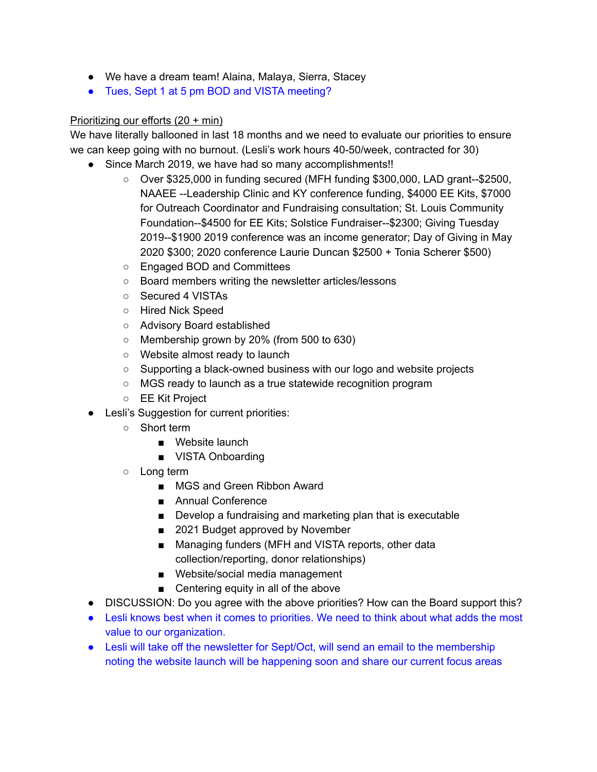- We have a dream team! Alaina, Malaya, Sierra, Stacey
- Tues, Sept 1 at 5 pm BOD and VISTA meeting?

<u>Prioritizing our efforts (20 + min)</u>

We have literally ballooned in last 18 months and we need to evaluate our priorities to ensure we can keep going with no burnout. (Lesli's work hours 40-50/week, contracted for 30)

- Since March 2019, we have had so many accomplishments!!
  - Over $325,000 in funding secured (MFH funding $300,000, LAD grant--$2500, NAAEE --Leadership Clinic and KY conference funding, $4000 EE Kits, $7000 for Outreach Coordinator and Fundraising consultation; St. Louis Community Foundation--$4500 for EE Kits; Solstice Fundraiser--$2300; Giving Tuesday 2019--$1900 2019 conference was an income generator; Day of Giving in May 2020 $300; 2020 conference Laurie Duncan $2500 + Tonia Scherer $500)
  - Engaged BOD and Committees
  - Board members writing the newsletter articles/lessons
  - Secured 4 VISTAs
  - Hired Nick Speed
  - Advisory Board established
  - Membership grown by 20% (from 500 to 630)
  - Website almost ready to launch
  - Supporting a black-owned business with our logo and website projects
  - MGS ready to launch as a true statewide recognition program
  - EE Kit Project
- Lesli's Suggestion for current priorities:
  - Short term
    - Website launch
    - VISTA Onboarding
  - Long term
    - MGS and Green Ribbon Award
    - Annual Conference
    - Develop a fundraising and marketing plan that is executable
    - 2021 Budget approved by November
    - Managing funders (MFH and VISTA reports, other data collection/reporting, donor relationships)
    - Website/social media management
    - Centering equity in all of the above
- DISCUSSION: Do you agree with the above priorities? How can the Board support this?
- Lesli knows best when it comes to priorities. We need to think about what adds the most value to our organization.
- Lesli will take off the newsletter for Sept/Oct, will send an email to the membership noting the website launch will be happening soon and share our current focus areas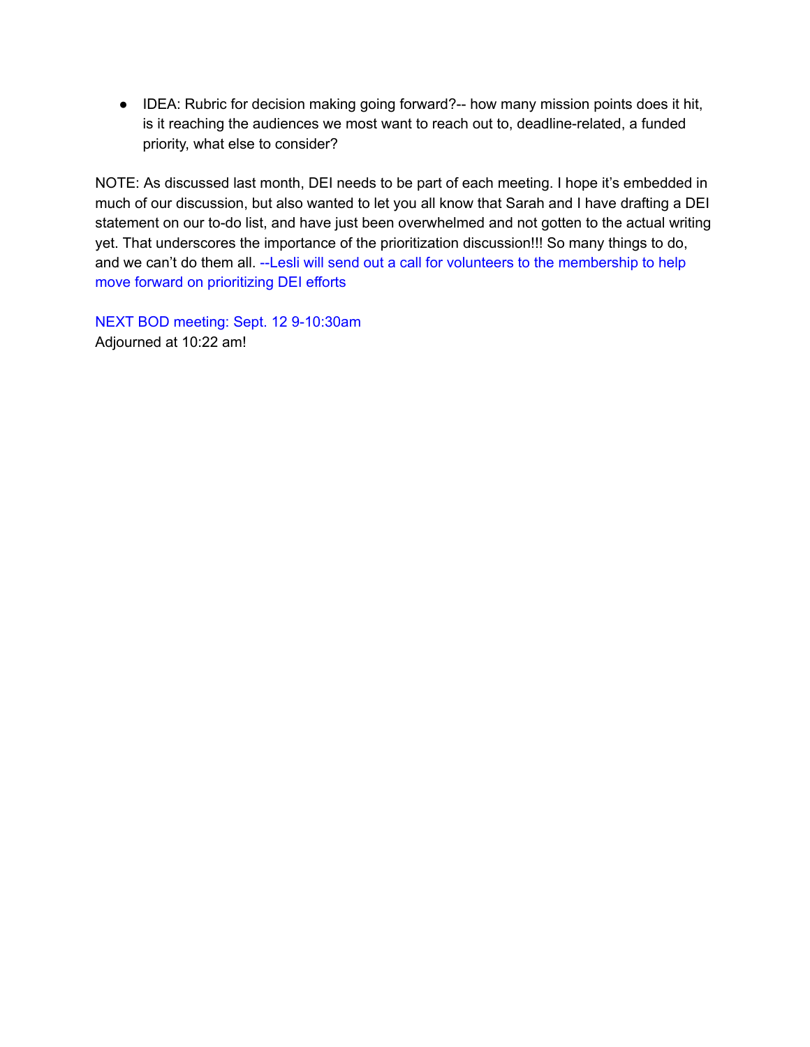- IDEA: Rubric for decision making going forward?-- how many mission points does it hit, is it reaching the audiences we most want to reach out to, deadline-related, a funded priority, what else to consider?

NOTE: As discussed last month, DEI needs to be part of each meeting. I hope it's embedded in much of our discussion, but also wanted to let you all know that Sarah and I have drafting a DEI statement on our to-do list, and have just been overwhelmed and not gotten to the actual writing yet. That underscores the importance of the prioritization discussion!!! So many things to do, and we can't do them all. --Lesli will send out a call for volunteers to the membership to help move forward on prioritizing DEI efforts

NEXT BOD meeting: Sept. 12 9-10:30am
Adjourned at 10:22 am!